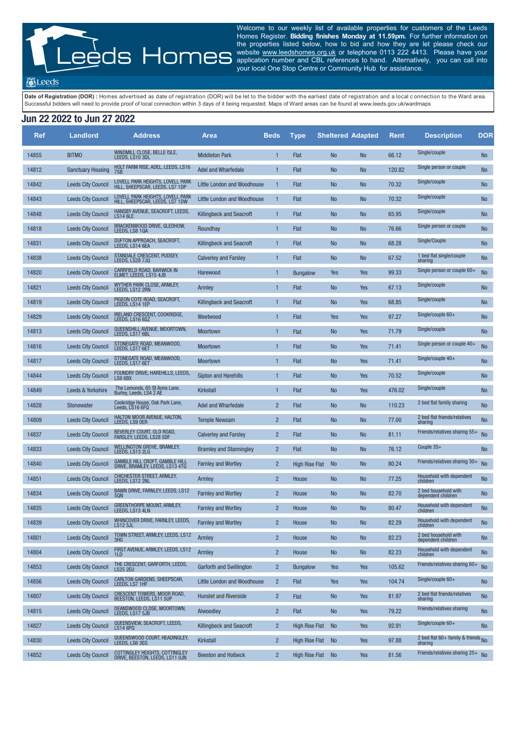Leeds Homes

Leeds

Welcome to our weekly list of available properties for customers of the Leeds Homes Register. **Bidding finishes Monday at 11.59pm.** For further information on the properties listed below, how to bid and how they are let please check our website www.leedshomes.org.uk or telephone 0113 222 4413. Please have your application number and CBL references to hand. Alternatively, you can call into your local One Stop Centre or Community Hub for assistance.

**Date of Registration (DOR) :** Homes advertised as date of registration (DOR) will be let to the bidder with the earliest date of registration and a local connection to the Ward area. Successful bidders will need to provide proof of local connection within 3 days of it being requested. Maps of Ward areas can be found at www.leeds.gov.uk/wardmaps

## Jun 22 2022 to Jun 27 2022

| Ref | Landlord | Address | Area | Beds | Type | Sheltered | Adapted | Rent | Description | DOR |
|---|---|---|---|---|---|---|---|---|---|---|
| 14855 | BITMO | WINDMILL CLOSE, BELLE ISLE, LEEDS, LS10 3DL | Middleton Park | 1 | Flat | No | No | 66.12 | Single/couple | No |
| 14812 | Sanctuary Housing | HOLT FARM RISE, ADEL, LEEDS, LS16 7SB | Adel and Wharfedale | 1 | Flat | No | No | 120.82 | Single person or couple | No |
| 14842 | Leeds City Council | LOVELL PARK HEIGHTS, LOVELL PARK HILL, SHEEPSCAR, LEEDS, LS7 1DP | Little London and Woodhouse | 1 | Flat | No | No | 70.32 | Single/couple | No |
| 14843 | Leeds City Council | LOVELL PARK HEIGHTS, LOVELL PARK HILL, SHEEPSCAR, LEEDS, LS7 1DW | Little London and Woodhouse | 1 | Flat | No | No | 70.32 | Single/couple | No |
| 14848 | Leeds City Council | HANSBY AVENUE, SEACROFT, LEEDS, LS14 6LE | Killingbeck and Seacroft | 1 | Flat | No | No | 65.95 | Single/couple | No |
| 14818 | Leeds City Council | BRACKENWOOD DRIVE, GLEDHOW, LEEDS, LS8 1QA | Roundhay | 1 | Flat | No | No | 76.66 | Single person or couple | No |
| 14831 | Leeds City Council | DUFTON APPROACH, SEACROFT, LEEDS, LS14 6EA | Killingbeck and Seacroft | 1 | Flat | No | No | 68.28 | Single/Couple | No |
| 14838 | Leeds City Council | STANDALE CRESCENT, PUDSEY, LEEDS, LS28 7JQ | Calverley and Farsley | 1 | Flat | No | No | 67.52 | 1 bed flat single/couple sharing | No |
| 14820 | Leeds City Council | CARRFIELD ROAD, BARWICK IN ELMET, LEEDS, LS15 4JB | Harewood | 1 | Bungalow | Yes | Yes | 99.33 | Single person or couple 60+ | No |
| 14821 | Leeds City Council | WYTHER PARK CLOSE, ARMLEY, LEEDS, LS12 2RN | Armley | 1 | Flat | No | Yes | 67.13 | Single/couple | No |
| 14819 | Leeds City Council | PIGEON COTE ROAD, SEACROFT, LEEDS, LS14 1EP | Killingbeck and Seacroft | 1 | Flat | No | Yes | 68.85 | Single/couple | No |
| 14829 | Leeds City Council | IRELAND CRESCENT, COOKRIDGE, LEEDS, LS16 6SZ | Weetwood | 1 | Flat | Yes | Yes | 97.27 | Single/couple 60+ | No |
| 14813 | Leeds City Council | QUEENSHILL AVENUE, MOORTOWN, LEEDS, LS17 6BL | Moortown | 1 | Flat | No | Yes | 71.79 | Single/couple | No |
| 14816 | Leeds City Council | STONEGATE ROAD, MEANWOOD, LEEDS, LS17 6ET | Moortown | 1 | Flat | No | Yes | 71.41 | Single person or couple 40+ | No |
| 14817 | Leeds City Council | STONEGATE ROAD, MEANWOOD, LEEDS, LS17 6ET | Moortown | 1 | Flat | No | Yes | 71.41 | Single/couple 40+ | No |
| 14844 | Leeds City Council | FOUNDRY DRIVE, HAREHILLS, LEEDS, LS9 6BX | Gipton and Harehills | 1 | Flat | No | Yes | 70.52 | Single/couple | No |
| 14849 | Leeds & Yorkshire | The Lomonds, 65 St Anns Lane, Burley, Leeds, LS4 2 AE | Kirkstall | 1 | Flat | No | Yes | 476.02 | Single/couple | No |
| 14828 | Stonewater | Cookridge House, Oak Park Lane, Leeds, LS16 6FQ | Adel and Wharfedale | 2 | Flat | No | No | 110.23 | 2 bed flat family sharing | No |
| 14809 | Leeds City Council | HALTON MOOR AVENUE, HALTON, LEEDS, LS9 0ER | Temple Newsam | 2 | Flat | No | No | 77.00 | 2 bed flat friends/relatives sharing | No |
| 14837 | Leeds City Council | BEVERLEY COURT, OLD ROAD, FARSLEY, LEEDS, LS28 5DF | Calverley and Farsley | 2 | Flat | No | No | 81.11 | Friends/relatives sharing 55+ | No |
| 14833 | Leeds City Council | WELLINGTON GROVE, BRAMLEY, LEEDS, LS13 2LG | Bramley and Stanningley | 2 | Flat | No | No | 76.12 | Couple 35+ | No |
| 14840 | Leeds City Council | GAMBLE HILL CROFT, GAMBLE HILL DRIVE, BRAMLEY, LEEDS, LS13 4TG | Farnley and Wortley | 2 | High Rise Flat | No | No | 80.24 | Friends/relatives sharing 30+ | No |
| 14851 | Leeds City Council | CHICHESTER STREET, ARMLEY, LEEDS, LS12 2NL | Armley | 2 | House | No | No | 77.25 | Household with dependent children | No |
| 14834 | Leeds City Council | BAWN DRIVE, FARNLEY, LEEDS, LS12 5QN | Farnley and Wortley | 2 | House | No | No | 82.70 | 2 bed household with dependent children | No |
| 14835 | Leeds City Council | GREENTHORPE MOUNT, ARMLEY, LEEDS, LS13 4LN | Farnley and Wortley | 2 | House | No | No | 80.47 | Household with dependent children | No |
| 14839 | Leeds City Council | WHINCOVER DRIVE, FARNLEY, LEEDS, LS12 5JL | Farnley and Wortley | 2 | House | No | No | 82.29 | Household with dependent children | No |
| 14801 | Leeds City Council | TOWN STREET, ARMLEY, LEEDS, LS12 3HG | Armley | 2 | House | No | No | 82.23 | 2 bed household with dependent children | No |
| 14804 | Leeds City Council | FIRST AVENUE, ARMLEY, LEEDS, LS12 1LD | Armley | 2 | House | No | No | 82.23 | Household with dependent children | No |
| 14853 | Leeds City Council | THE CRESCENT, GARFORTH, LEEDS, LS25 2EU | Garforth and Swillington | 2 | Bungalow | Yes | Yes | 105.62 | Friends/relatives sharing 60+ | No |
| 14856 | Leeds City Council | CARLTON GARDENS, SHEEPSCAR, LEEDS, LS7 1HF | Little London and Woodhouse | 2 | Flat | Yes | Yes | 104.74 | Single/couple 60+ | No |
| 14807 | Leeds City Council | CRESCENT TOWERS, MOOR ROAD, BEESTON, LEEDS, LS11 5UP | Hunslet and Riverside | 2 | Flat | No | Yes | 81.97 | 2 bed flat friends/relatives sharing | No |
| 14815 | Leeds City Council | DEANSWOOD CLOSE, MOORTOWN, LEEDS, LS17 5JB | Alwoodley | 2 | Flat | No | Yes | 79.22 | Friends/relatives sharing | No |
| 14827 | Leeds City Council | QUEENSVIEW, SEACROFT, LEEDS, LS14 6PQ | Killingbeck and Seacroft | 2 | High Rise Flat | No | Yes | 92.91 | Single/couple 60+ | No |
| 14830 | Leeds City Council | QUEENSWOOD COURT, HEADINGLEY, LEEDS, LS6 3EG | Kirkstall | 2 | High Rise Flat | No | Yes | 97.88 | 2 bed flat 60+ family & friends sharing | No |
| 14852 | Leeds City Council | COTTINGLEY HEIGHTS, COTTINGLEY DRIVE, BEESTON, LEEDS, LS11 0JN | Beeston and Holbeck | 2 | High Rise Flat | No | Yes | 81.56 | Friends/relatives sharing 25+ | No |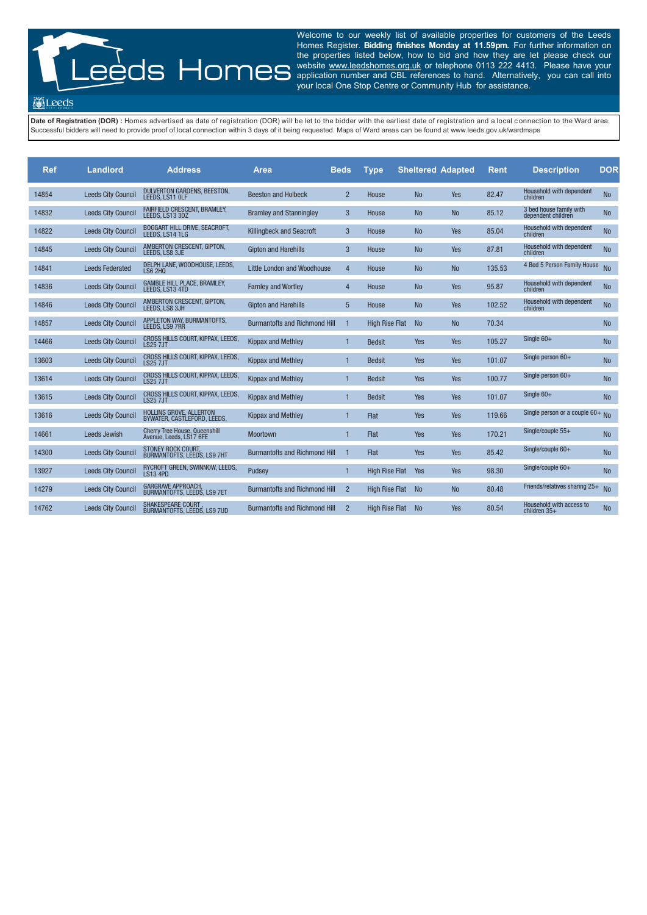# Leeds Homes

Leeds City Council

Welcome to our weekly list of available properties for customers of the Leeds Homes Register. **Bidding finishes Monday at 11.59pm.** For further information on the properties listed below, how to bid and how they are let please check our website www.leedshomes.org.uk or telephone 0113 222 4413. Please have your application number and CBL references to hand. Alternatively, you can call into your local One Stop Centre or Community Hub for assistance.

**Date of Registration (DOR) :** Homes advertised as date of registration (DOR) will be let to the bidder with the earliest date of registration and a local connection to the Ward area. Successful bidders will need to provide proof of local connection within 3 days of it being requested. Maps of Ward areas can be found at www.leeds.gov.uk/wardmaps

| Ref | Landlord | Address | Area | Beds | Type | Sheltered | Adapted | Rent | Description | DOR |
|---|---|---|---|---|---|---|---|---|---|---|
| 14854 | Leeds City Council | DULVERTON GARDENS, BEESTON, LEEDS, LS11 0LF | Beeston and Holbeck | 2 | House | No | Yes | 82.47 | Household with dependent children | No |
| 14832 | Leeds City Council | FAIRFIELD CRESCENT, BRAMLEY, LEEDS, LS13 3DZ | Bramley and Stanningley | 3 | House | No | No | 85.12 | 3 bed house family with dependent children | No |
| 14822 | Leeds City Council | BOGGART HILL DRIVE, SEACROFT, LEEDS, LS14 1LG | Killingbeck and Seacroft | 3 | House | No | Yes | 85.04 | Household with dependent children | No |
| 14845 | Leeds City Council | AMBERTON CRESCENT, GIPTON, LEEDS, LS8 3JE | Gipton and Harehills | 3 | House | No | Yes | 87.81 | Household with dependent children | No |
| 14841 | Leeds Federated | DELPH LANE, WOODHOUSE, LEEDS, LS6 2HQ | Little London and Woodhouse | 4 | House | No | No | 135.53 | 4 Bed 5 Person Family House | No |
| 14836 | Leeds City Council | GAMBLE HILL PLACE, BRAMLEY, LEEDS, LS13 4TD | Farnley and Wortley | 4 | House | No | Yes | 95.87 | Household with dependent children | No |
| 14846 | Leeds City Council | AMBERTON CRESCENT, GIPTON, LEEDS, LS8 3JH | Gipton and Harehills | 5 | House | No | Yes | 102.52 | Household with dependent children | No |
| 14857 | Leeds City Council | APPLETON WAY, BURMANTOFTS, LEEDS, LS9 7RR | Burmantofts and Richmond Hill | 1 | High Rise Flat | No | No | 70.34 | | No |
| 14466 | Leeds City Council | CROSS HILLS COURT, KIPPAX, LEEDS, LS25 7JT | Kippax and Methley | 1 | Bedsit | Yes | Yes | 105.27 | Single 60+ | No |
| 13603 | Leeds City Council | CROSS HILLS COURT, KIPPAX, LEEDS, LS25 7JT | Kippax and Methley | 1 | Bedsit | Yes | Yes | 101.07 | Single person 60+ | No |
| 13614 | Leeds City Council | CROSS HILLS COURT, KIPPAX, LEEDS, LS25 7JT | Kippax and Methley | 1 | Bedsit | Yes | Yes | 100.77 | Single person 60+ | No |
| 13615 | Leeds City Council | CROSS HILLS COURT, KIPPAX, LEEDS, LS25 7JT | Kippax and Methley | 1 | Bedsit | Yes | Yes | 101.07 | Single 60+ | No |
| 13616 | Leeds City Council | HOLLINS GROVE, ALLERTON BYWATER, CASTLEFORD, LEEDS, | Kippax and Methley | 1 | Flat | Yes | Yes | 119.66 | Single person or a couple 60+ | No |
| 14661 | Leeds Jewish | Cherry Tree House, Queenshill Avenue, Leeds, LS17 6FE | Moortown | 1 | Flat | Yes | Yes | 170.21 | Single/couple 55+ | No |
| 14300 | Leeds City Council | STONEY ROCK COURT, BURMANTOFTS, LEEDS, LS9 7HT | Burmantofts and Richmond Hill | 1 | Flat | Yes | Yes | 85.42 | Single/couple 60+ | No |
| 13927 | Leeds City Council | RYCROFT GREEN, SWINNOW, LEEDS, LS13 4PD | Pudsey | 1 | High Rise Flat | Yes | Yes | 98.30 | Single/couple 60+ | No |
| 14279 | Leeds City Council | GARGRAVE APPROACH, BURMANTOFTS, LEEDS, LS9 7ET | Burmantofts and Richmond Hill | 2 | High Rise Flat | No | No | 80.48 | Friends/relatives sharing 25+ | No |
| 14762 | Leeds City Council | SHAKESPEARE COURT , BURMANTOFTS, LEEDS, LS9 7UD | Burmantofts and Richmond Hill | 2 | High Rise Flat | No | Yes | 80.54 | Household with access to children 35+ | No |